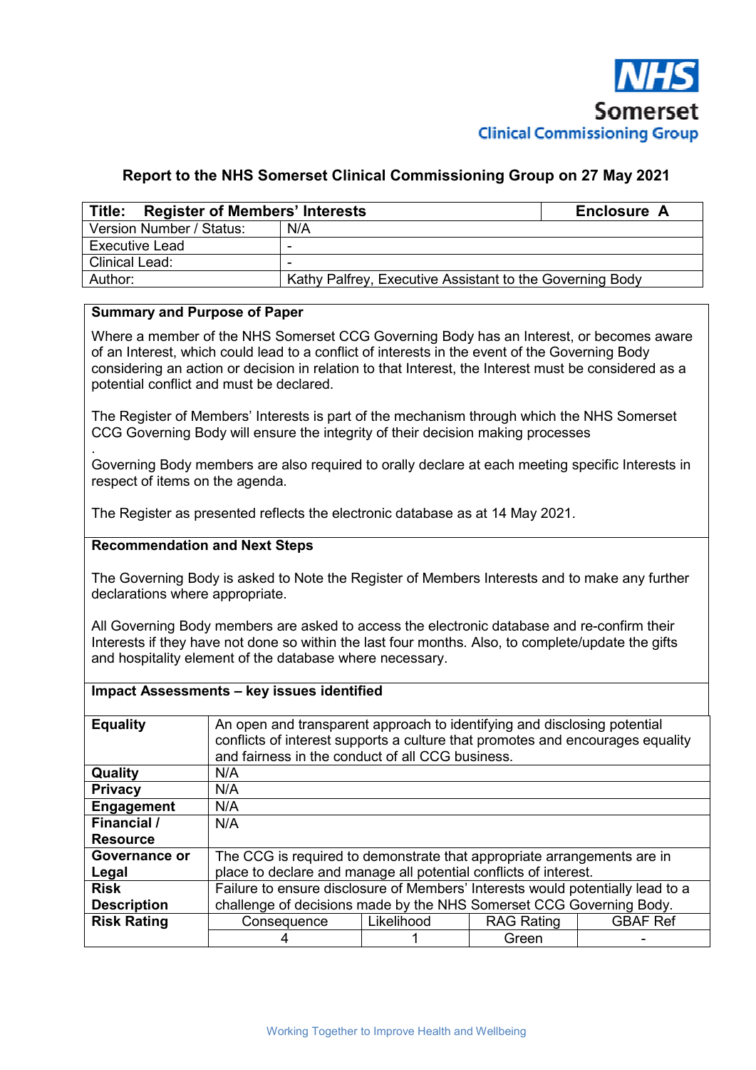NHS Somerset Clinical Commissioning Group

## Report to the NHS Somerset Clinical Commissioning Group on 27 May 2021

| **Title: Register of Members' Interests** | **Enclosure A** |
|---|---|
| Version Number / Status: | N/A |
| Executive Lead | - |
| Clinical Lead: | - |
| Author: | Kathy Palfrey, Executive Assistant to the Governing Body |

**Summary and Purpose of Paper**

Where a member of the NHS Somerset CCG Governing Body has an Interest, or becomes aware of an Interest, which could lead to a conflict of interests in the event of the Governing Body considering an action or decision in relation to that Interest, the Interest must be considered as a potential conflict and must be declared.

The Register of Members' Interests is part of the mechanism through which the NHS Somerset CCG Governing Body will ensure the integrity of their decision making processes

.

Governing Body members are also required to orally declare at each meeting specific Interests in respect of items on the agenda.

The Register as presented reflects the electronic database as at 14 May 2021.

**Recommendation and Next Steps**

The Governing Body is asked to Note the Register of Members Interests and to make any further declarations where appropriate.

All Governing Body members are asked to access the electronic database and re-confirm their Interests if they have not done so within the last four months. Also, to complete/update the gifts and hospitality element of the database where necessary.

**Impact Assessments – key issues identified**

| | | | | |
|---|---|---|---|---|
| **Equality** | An open and transparent approach to identifying and disclosing potential conflicts of interest supports a culture that promotes and encourages equality and fairness in the conduct of all CCG business. | | | |
| **Quality** | N/A | | | |
| **Privacy** | N/A | | | |
| **Engagement** | N/A | | | |
| **Financial / Resource** | N/A | | | |
| **Governance or Legal** | The CCG is required to demonstrate that appropriate arrangements are in place to declare and manage all potential conflicts of interest. | | | |
| **Risk Description** | Failure to ensure disclosure of Members' Interests would potentially lead to a challenge of decisions made by the NHS Somerset CCG Governing Body. | | | |
| **Risk Rating** | Consequence | Likelihood | RAG Rating | GBAF Ref |
| | 4 | 1 | Green | - |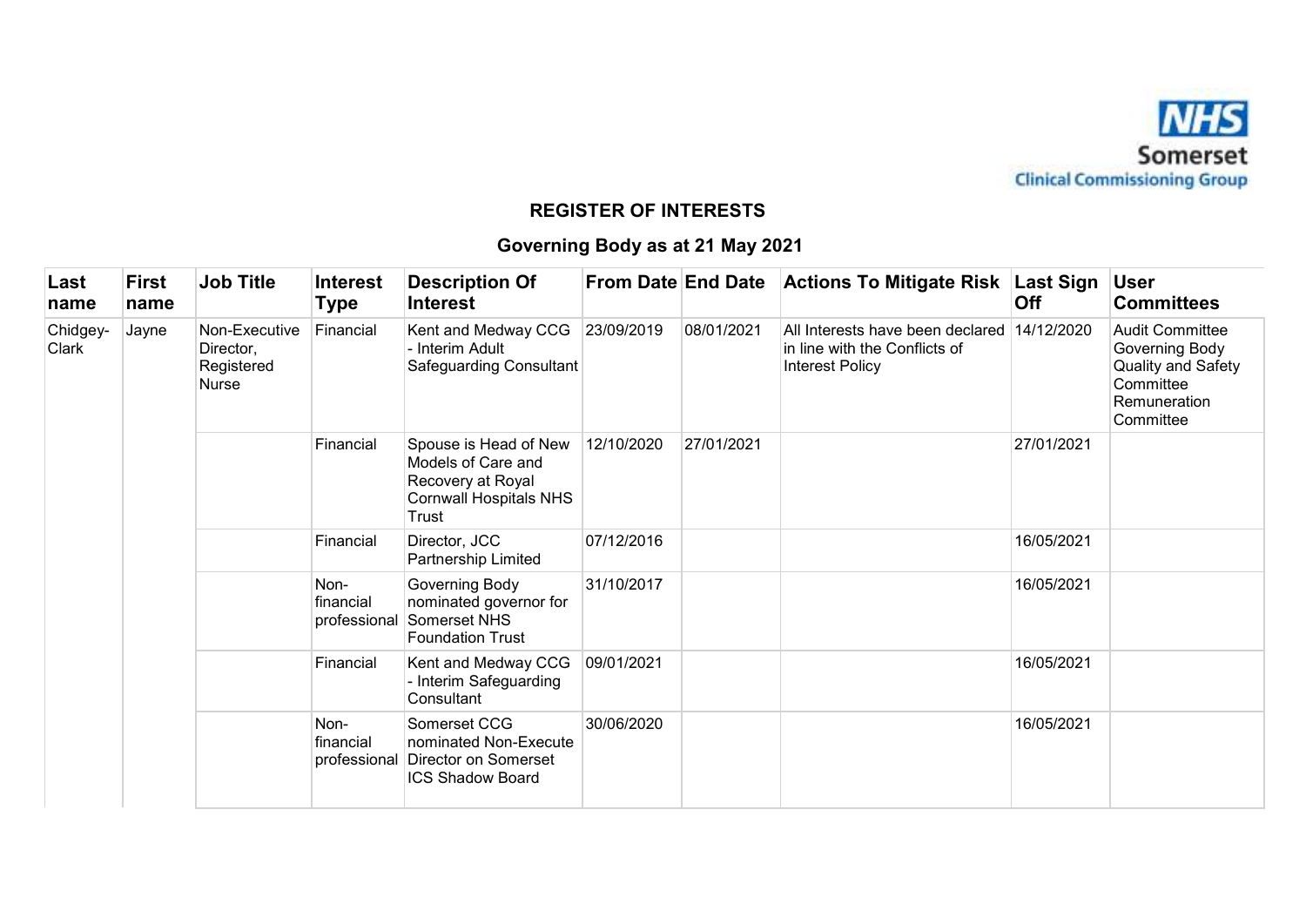## REGISTER OF INTERESTS

## Governing Body as at 21 May 2021

| Last name | First name | Job Title | Interest Type | Description Of Interest | From Date | End Date | Actions To Mitigate Risk | Last Sign Off | User Committees |
|---|---|---|---|---|---|---|---|---|---|
| Chidgey-Clark | Jayne | Non-Executive Director, Registered Nurse | Financial | Kent and Medway CCG - Interim Adult Safeguarding Consultant | 23/09/2019 | 08/01/2021 | All Interests have been declared in line with the Conflicts of Interest Policy | 14/12/2020 | Audit Committee Governing Body Quality and Safety Committee Remuneration Committee |
| | | | Financial | Spouse is Head of New Models of Care and Recovery at Royal Cornwall Hospitals NHS Trust | 12/10/2020 | 27/01/2021 | | 27/01/2021 | |
| | | | Financial | Director, JCC Partnership Limited | 07/12/2016 | | | 16/05/2021 | |
| | | | Non-financial professional | Governing Body nominated governor for Somerset NHS Foundation Trust | 31/10/2017 | | | 16/05/2021 | |
| | | | Financial | Kent and Medway CCG - Interim Safeguarding Consultant | 09/01/2021 | | | 16/05/2021 | |
| | | | Non-financial professional | Somerset CCG nominated Non-Execute Director on Somerset ICS Shadow Board | 30/06/2020 | | | 16/05/2021 | |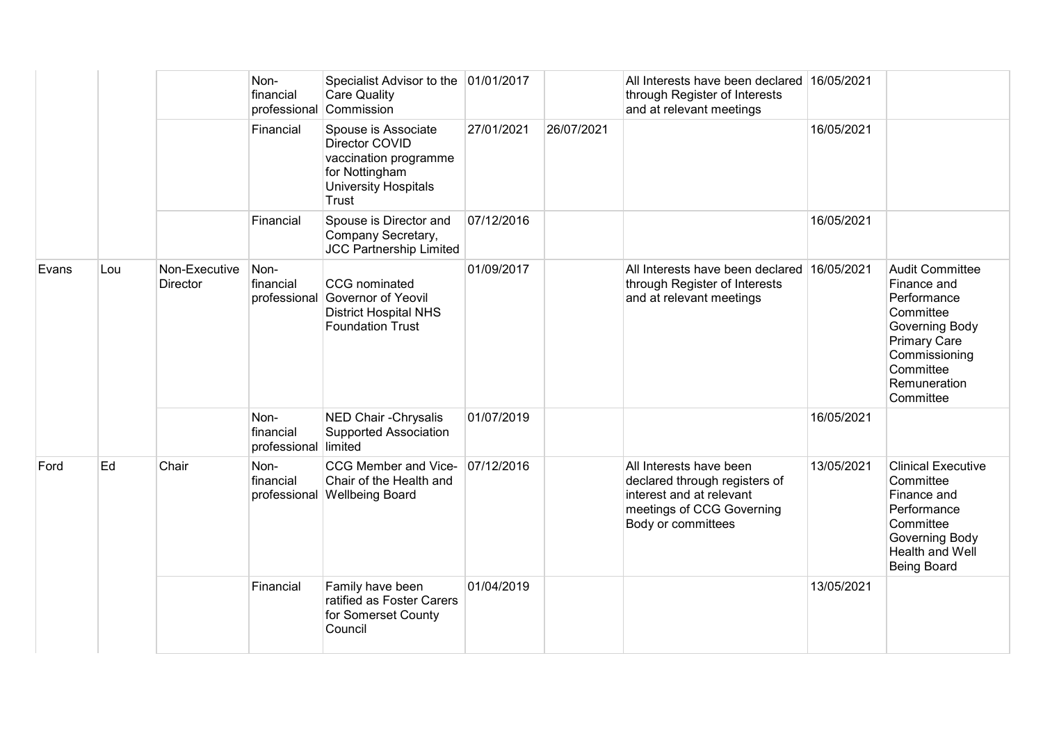|  |  |  | Non-financial professional | Specialist Advisor to the Care Quality Commission | 01/01/2017 |  | All Interests have been declared through Register of Interests and at relevant meetings | 16/05/2021 |  |
|---|---|---|---|---|---|---|---|---|---|
|  |  |  | Financial | Spouse is Associate Director COVID vaccination programme for Nottingham University Hospitals Trust | 27/01/2021 | 26/07/2021 |  | 16/05/2021 |  |
|  |  |  | Financial | Spouse is Director and Company Secretary, JCC Partnership Limited | 07/12/2016 |  |  | 16/05/2021 |  |
| Evans | Lou | Non-Executive Director | Non-financial professional | CCG nominated Governor of Yeovil District Hospital NHS Foundation Trust | 01/09/2017 |  | All Interests have been declared through Register of Interests and at relevant meetings | 16/05/2021 | Audit Committee Finance and Performance Committee Governing Body Primary Care Commissioning Committee Remuneration Committee |
|  |  |  | Non-financial professional | NED Chair -Chrysalis Supported Association limited | 01/07/2019 |  |  | 16/05/2021 |  |
| Ford | Ed | Chair | Non-financial professional | CCG Member and Vice-Chair of the Health and Wellbeing Board | 07/12/2016 |  | All Interests have been declared through registers of interest and at relevant meetings of CCG Governing Body or committees | 13/05/2021 | Clinical Executive Committee Finance and Performance Committee Governing Body Health and Well Being Board |
|  |  |  | Financial | Family have been ratified as Foster Carers for Somerset County Council | 01/04/2019 |  |  | 13/05/2021 |  |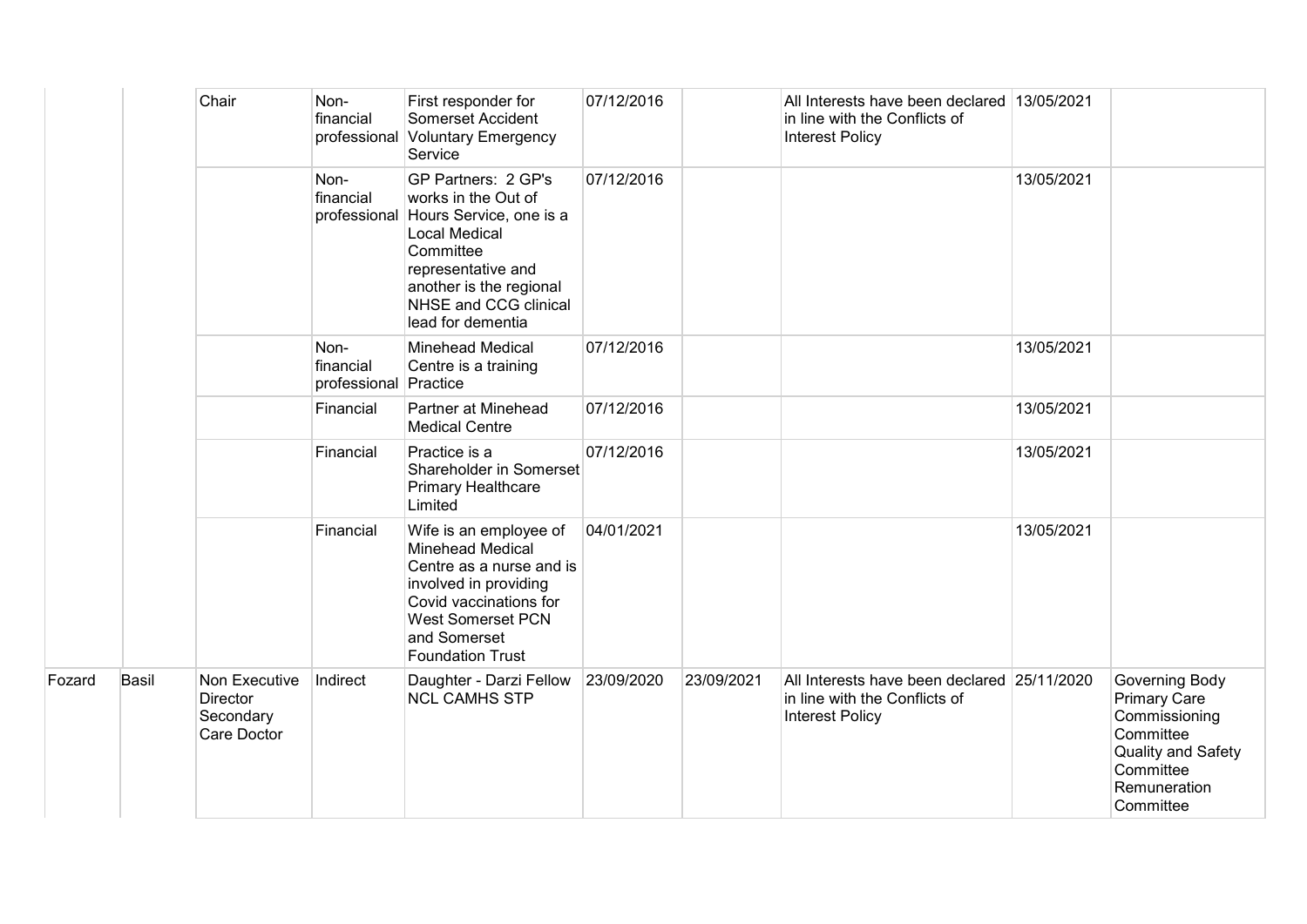| | | Chair | Non-financial professional | First responder for Somerset Accident Voluntary Emergency Service | 07/12/2016 | | All Interests have been declared in line with the Conflicts of Interest Policy | 13/05/2021 | |
|---|---|---|---|---|---|---|---|---|---|
| | | | Non-financial professional | GP Partners: 2 GP's works in the Out of Hours Service, one is a Local Medical Committee representative and another is the regional NHSE and CCG clinical lead for dementia | 07/12/2016 | | | 13/05/2021 | |
| | | | Non-financial professional | Minehead Medical Centre is a training Practice | 07/12/2016 | | | 13/05/2021 | |
| | | | Financial | Partner at Minehead Medical Centre | 07/12/2016 | | | 13/05/2021 | |
| | | | Financial | Practice is a Shareholder in Somerset Primary Healthcare Limited | 07/12/2016 | | | 13/05/2021 | |
| | | | Financial | Wife is an employee of Minehead Medical Centre as a nurse and is involved in providing Covid vaccinations for West Somerset PCN and Somerset Foundation Trust | 04/01/2021 | | | 13/05/2021 | |
| Fozard | Basil | Non Executive Director Secondary Care Doctor | Indirect | Daughter - Darzi Fellow NCL CAMHS STP | 23/09/2020 | 23/09/2021 | All Interests have been declared in line with the Conflicts of Interest Policy | 25/11/2020 | Governing Body Primary Care Commissioning Committee Quality and Safety Committee Remuneration Committee |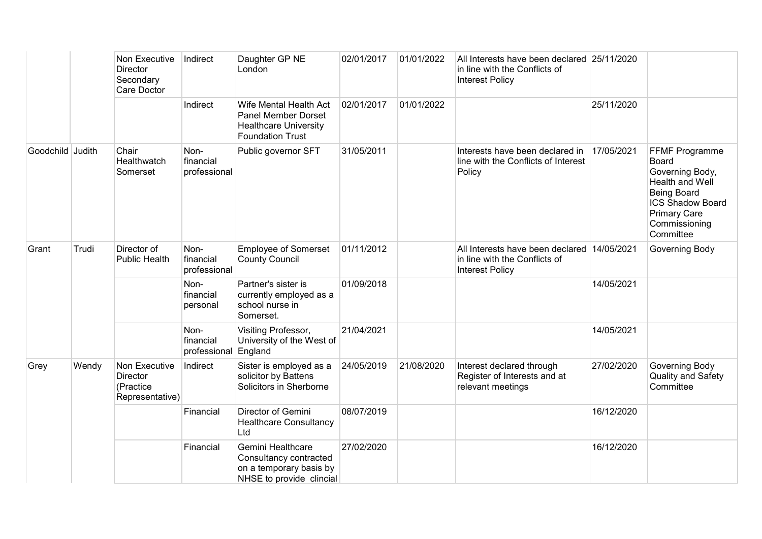|  |  | Non Executive Director Secondary Care Doctor | Indirect | Daughter GP NE London | 02/01/2017 | 01/01/2022 | All Interests have been declared in line with the Conflicts of Interest Policy | 25/11/2020 |  |
|---|---|---|---|---|---|---|---|---|---|
|  |  |  | Indirect | Wife Mental Health Act Panel Member Dorset Healthcare University Foundation Trust | 02/01/2017 | 01/01/2022 |  | 25/11/2020 |  |
| Goodchild | Judith | Chair Healthwatch Somerset | Non-financial professional | Public governor SFT | 31/05/2011 |  | Interests have been declared in line with the Conflicts of Interest Policy | 17/05/2021 | FFMF Programme Board Governing Body, Health and Well Being Board ICS Shadow Board Primary Care Commissioning Committee |
| Grant | Trudi | Director of Public Health | Non-financial professional | Employee of Somerset County Council | 01/11/2012 |  | All Interests have been declared in line with the Conflicts of Interest Policy | 14/05/2021 | Governing Body |
|  |  |  | Non-financial personal | Partner's sister is currently employed as a school nurse in Somerset. | 01/09/2018 |  |  | 14/05/2021 |  |
|  |  |  | Non-financial professional | Visiting Professor, University of the West of England | 21/04/2021 |  |  | 14/05/2021 |  |
| Grey | Wendy | Non Executive Director (Practice Representative) | Indirect | Sister is employed as a solicitor by Battens Solicitors in Sherborne | 24/05/2019 | 21/08/2020 | Interest declared through Register of Interests and at relevant meetings | 27/02/2020 | Governing Body Quality and Safety Committee |
|  |  |  | Financial | Director of Gemini Healthcare Consultancy Ltd | 08/07/2019 |  |  | 16/12/2020 |  |
|  |  |  | Financial | Gemini Healthcare Consultancy contracted on a temporary basis by NHSE to provide clincial |  27/02/2020 |  |  | 16/12/2020 |  |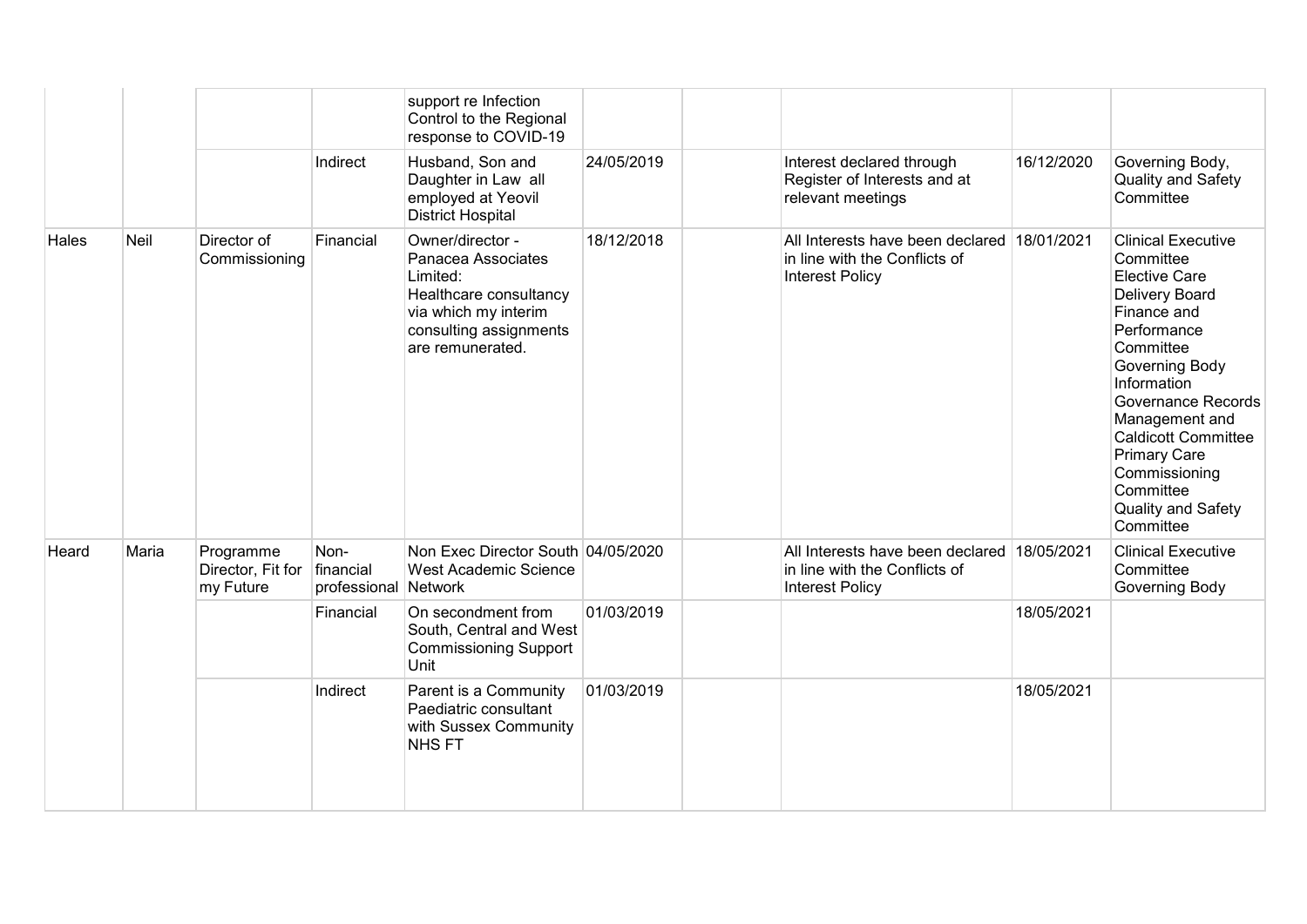| | | | | | | | | | |
|---|---|---|---|---|---|---|---|---|---|
| | | | | support re Infection Control to the Regional response to COVID-19 | | | | | |
| | | | Indirect | Husband, Son and Daughter in Law all employed at Yeovil District Hospital | 24/05/2019 | | Interest declared through Register of Interests and at relevant meetings | 16/12/2020 | Governing Body, Quality and Safety Committee |
| Hales | Neil | Director of Commissioning | Financial | Owner/director - Panacea Associates Limited: Healthcare consultancy via which my interim consulting assignments are remunerated. | 18/12/2018 | | All Interests have been declared in line with the Conflicts of Interest Policy | 18/01/2021 | Clinical Executive Committee Elective Care Delivery Board Finance and Performance Committee Governing Body Information Governance Records Management and Caldicott Committee Primary Care Commissioning Committee Quality and Safety Committee |
| Heard | Maria | Programme Director, Fit for my Future | Non-financial professional | Non Exec Director South West Academic Science Network | 04/05/2020 | | All Interests have been declared in line with the Conflicts of Interest Policy | 18/05/2021 | Clinical Executive Committee Governing Body |
| | | | Financial | On secondment from South, Central and West Commissioning Support Unit | 01/03/2019 | | | 18/05/2021 | |
| | | | Indirect | Parent is a Community Paediatric consultant with Sussex Community NHS FT | 01/03/2019 | | | 18/05/2021 | |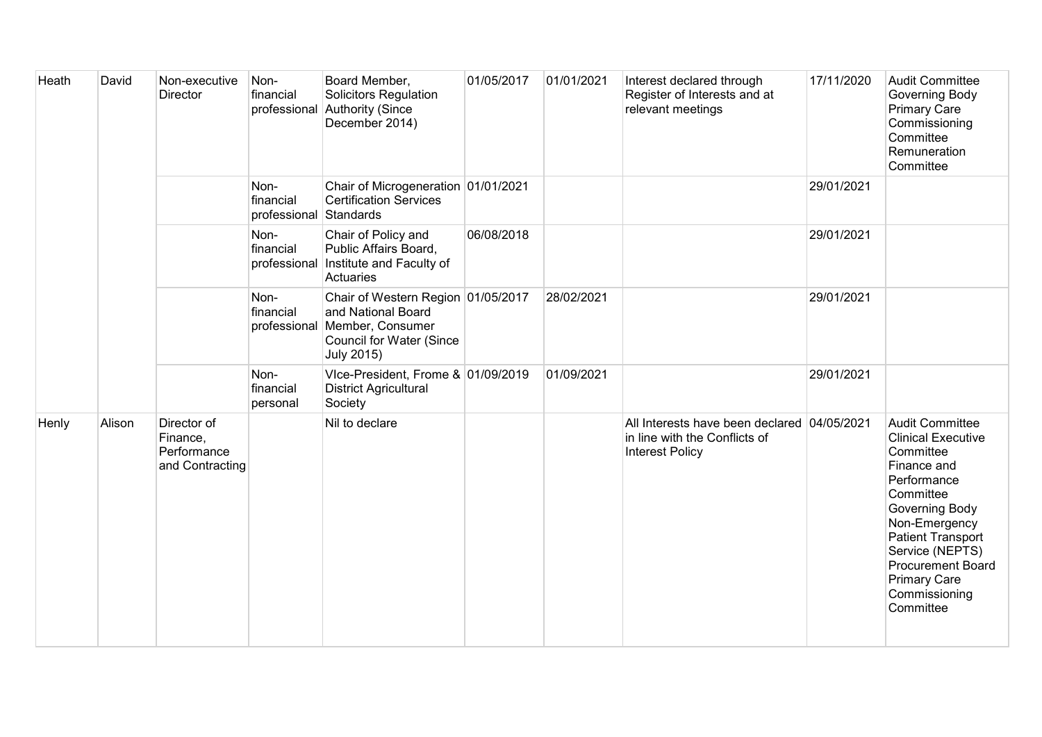| | | | | | | | | | |
|---|---|---|---|---|---|---|---|---|---|
| Heath | David | Non-executive Director | Non-financial professional | Board Member, Solicitors Regulation Authority (Since December 2014) | 01/05/2017 | 01/01/2021 | Interest declared through Register of Interests and at relevant meetings | 17/11/2020 | Audit Committee<br>Governing Body<br>Primary Care Commissioning Committee<br>Remuneration Committee |
| | | | Non-financial professional | Chair of Microgeneration Certification Services Standards | 01/01/2021 | | | 29/01/2021 | |
| | | | Non-financial professional | Chair of Policy and Public Affairs Board, Institute and Faculty of Actuaries | 06/08/2018 | | | 29/01/2021 | |
| | | | Non-financial professional | Chair of Western Region and National Board Member, Consumer Council for Water (Since July 2015) | 01/05/2017 | 28/02/2021 | | 29/01/2021 | |
| | | | Non-financial personal | VIce-President, Frome & District Agricultural Society | 01/09/2019 | 01/09/2021 | | 29/01/2021 | |
| Henly | Alison | Director of Finance, Performance and Contracting | | Nil to declare | | | All Interests have been declared in line with the Conflicts of Interest Policy | 04/05/2021 | Audit Committee<br>Clinical Executive Committee<br>Finance and Performance Committee<br>Governing Body<br>Non-Emergency Patient Transport Service (NEPTS) Procurement Board<br>Primary Care Commissioning Committee |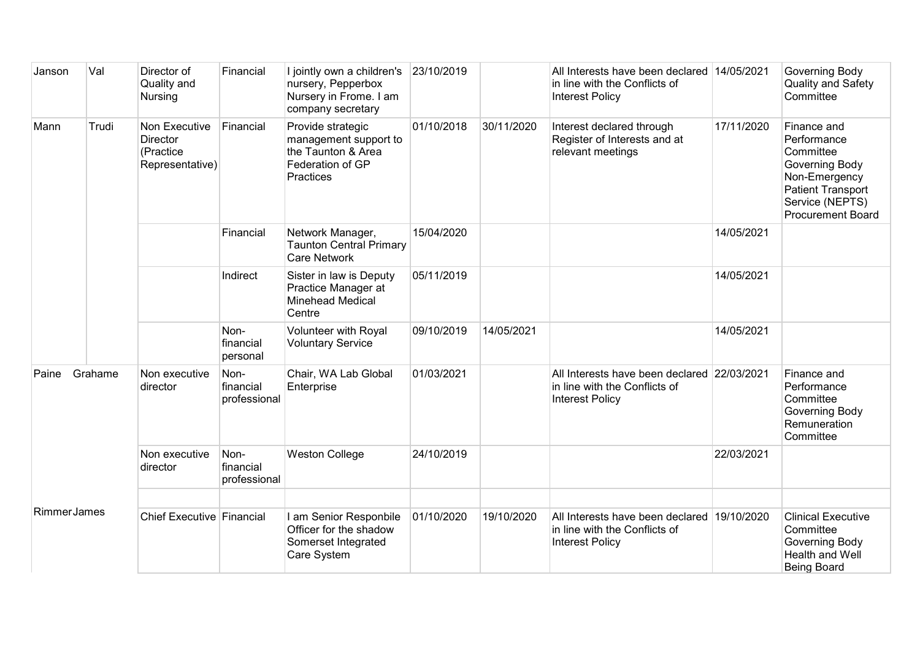| | | | | | | | | | |
|---|---|---|---|---|---|---|---|---|---|
| Janson | Val | Director of Quality and Nursing | Financial | I jointly own a children's nursery, Pepperbox Nursery in Frome. I am company secretary | 23/10/2019 | | All Interests have been declared in line with the Conflicts of Interest Policy | 14/05/2021 | Governing Body Quality and Safety Committee |
| Mann | Trudi | Non Executive Director (Practice Representative) | Financial | Provide strategic management support to the Taunton & Area Federation of GP Practices | 01/10/2018 | 30/11/2020 | Interest declared through Register of Interests and at relevant meetings | 17/11/2020 | Finance and Performance Committee Governing Body Non-Emergency Patient Transport Service (NEPTS) Procurement Board |
| | | | Financial | Network Manager, Taunton Central Primary Care Network | 15/04/2020 | | | 14/05/2021 | |
| | | | Indirect | Sister in law is Deputy Practice Manager at Minehead Medical Centre | 05/11/2019 | | | 14/05/2021 | |
| | | | Non-financial personal | Volunteer with Royal Voluntary Service | 09/10/2019 | 14/05/2021 | | 14/05/2021 | |
| Paine | Grahame | Non executive director | Non-financial professional | Chair, WA Lab Global Enterprise | 01/03/2021 | | All Interests have been declared in line with the Conflicts of Interest Policy | 22/03/2021 | Finance and Performance Committee Governing Body Remuneration Committee |
| | | Non executive director | Non-financial professional | Weston College | 24/10/2019 | | | 22/03/2021 | |
| | | | | | | | | | |
| Rimmer | James | Chief Executive | Financial | I am Senior Responbile Officer for the shadow Somerset Integrated Care System | 01/10/2020 | 19/10/2020 | All Interests have been declared in line with the Conflicts of Interest Policy | 19/10/2020 | Clinical Executive Committee Governing Body Health and Well Being Board |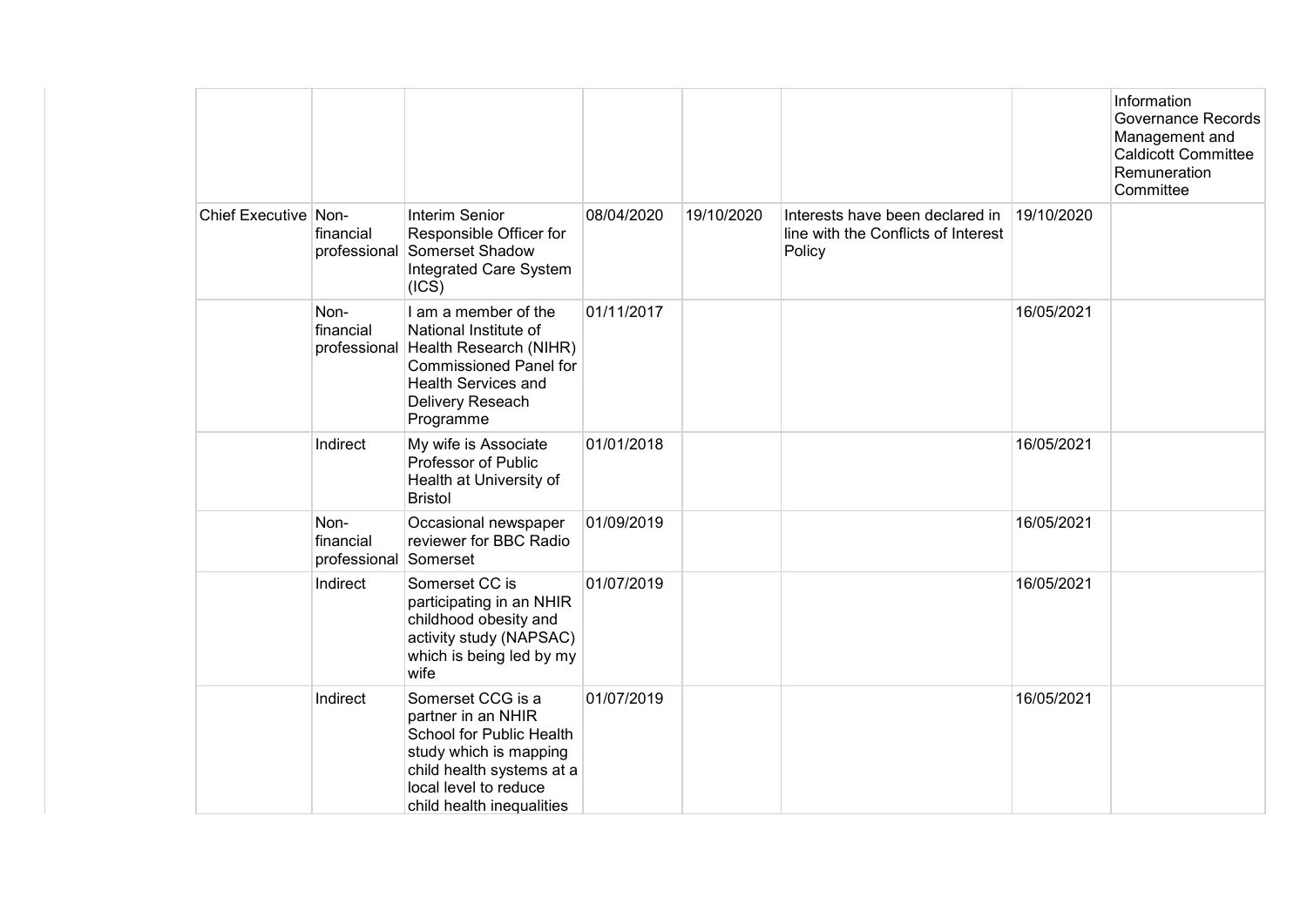| | | | | | | | |
|---|---|---|---|---|---|---|---|
| | | | | | | | Information Governance Records Management and Caldicott Committee Remuneration Committee |
| Chief Executive | Non-financial professional | Interim Senior Responsible Officer for Somerset Shadow Integrated Care System (ICS) | 08/04/2020 | 19/10/2020 | Interests have been declared in line with the Conflicts of Interest Policy | 19/10/2020 | |
| | Non-financial professional | I am a member of the National Institute of Health Research (NIHR) Commissioned Panel for Health Services and Delivery Reseach Programme | 01/11/2017 | | | 16/05/2021 | |
| | Indirect | My wife is Associate Professor of Public Health at University of Bristol | 01/01/2018 | | | 16/05/2021 | |
| | Non-financial professional | Occasional newspaper reviewer for BBC Radio Somerset | 01/09/2019 | | | 16/05/2021 | |
| | Indirect | Somerset CC is participating in an NHIR childhood obesity and activity study (NAPSAC) which is being led by my wife | 01/07/2019 | | | 16/05/2021 | |
| | Indirect | Somerset CCG is a partner in an NHIR School for Public Health study which is mapping child health systems at a local level to reduce child health inequalities | 01/07/2019 | | | 16/05/2021 | |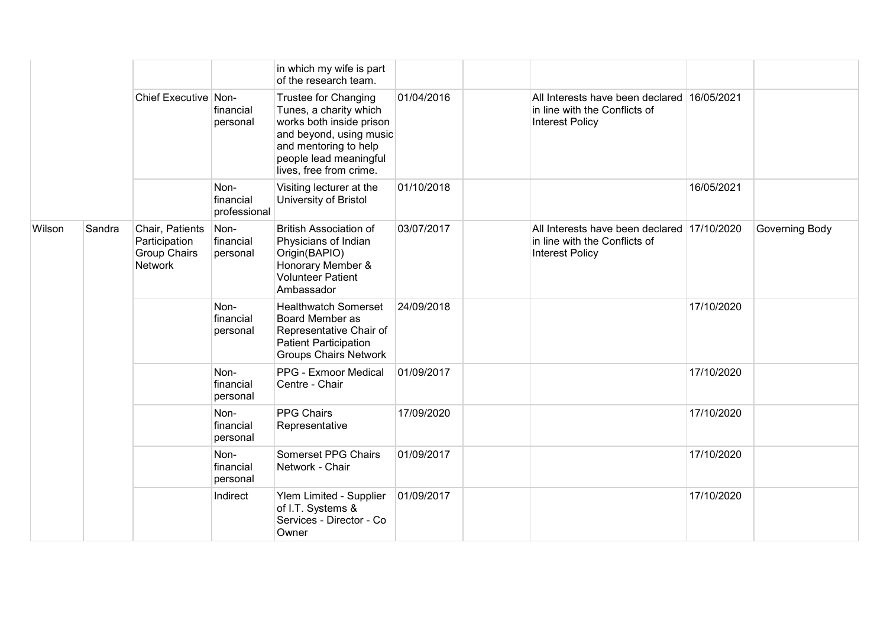| | | | | | | | | | |
|---|---|---|---|---|---|---|---|---|---|
| | | | | in which my wife is part of the research team. | | | | | |
| | | Chief Executive | Non-financial personal | Trustee for Changing Tunes, a charity which works both inside prison and beyond, using music and mentoring to help people lead meaningful lives, free from crime. | 01/04/2016 | | All Interests have been declared in line with the Conflicts of Interest Policy | 16/05/2021 | |
| | | | Non-financial professional | Visiting lecturer at the University of Bristol | 01/10/2018 | | | 16/05/2021 | |
| Wilson | Sandra | Chair, Patients Participation Group Chairs Network | Non-financial personal | British Association of Physicians of Indian Origin(BAPIO) Honorary Member & Volunteer Patient Ambassador | 03/07/2017 | | All Interests have been declared in line with the Conflicts of Interest Policy | 17/10/2020 | Governing Body |
| | | | Non-financial personal | Healthwatch Somerset Board Member as Representative Chair of Patient Participation Groups Chairs Network | 24/09/2018 | | | 17/10/2020 | |
| | | | Non-financial personal | PPG - Exmoor Medical Centre - Chair | 01/09/2017 | | | 17/10/2020 | |
| | | | Non-financial personal | PPG Chairs Representative | 17/09/2020 | | | 17/10/2020 | |
| | | | Non-financial personal | Somerset PPG Chairs Network - Chair | 01/09/2017 | | | 17/10/2020 | |
| | | | Indirect | Ylem Limited - Supplier of I.T. Systems & Services - Director - Co Owner | 01/09/2017 | | | 17/10/2020 | |